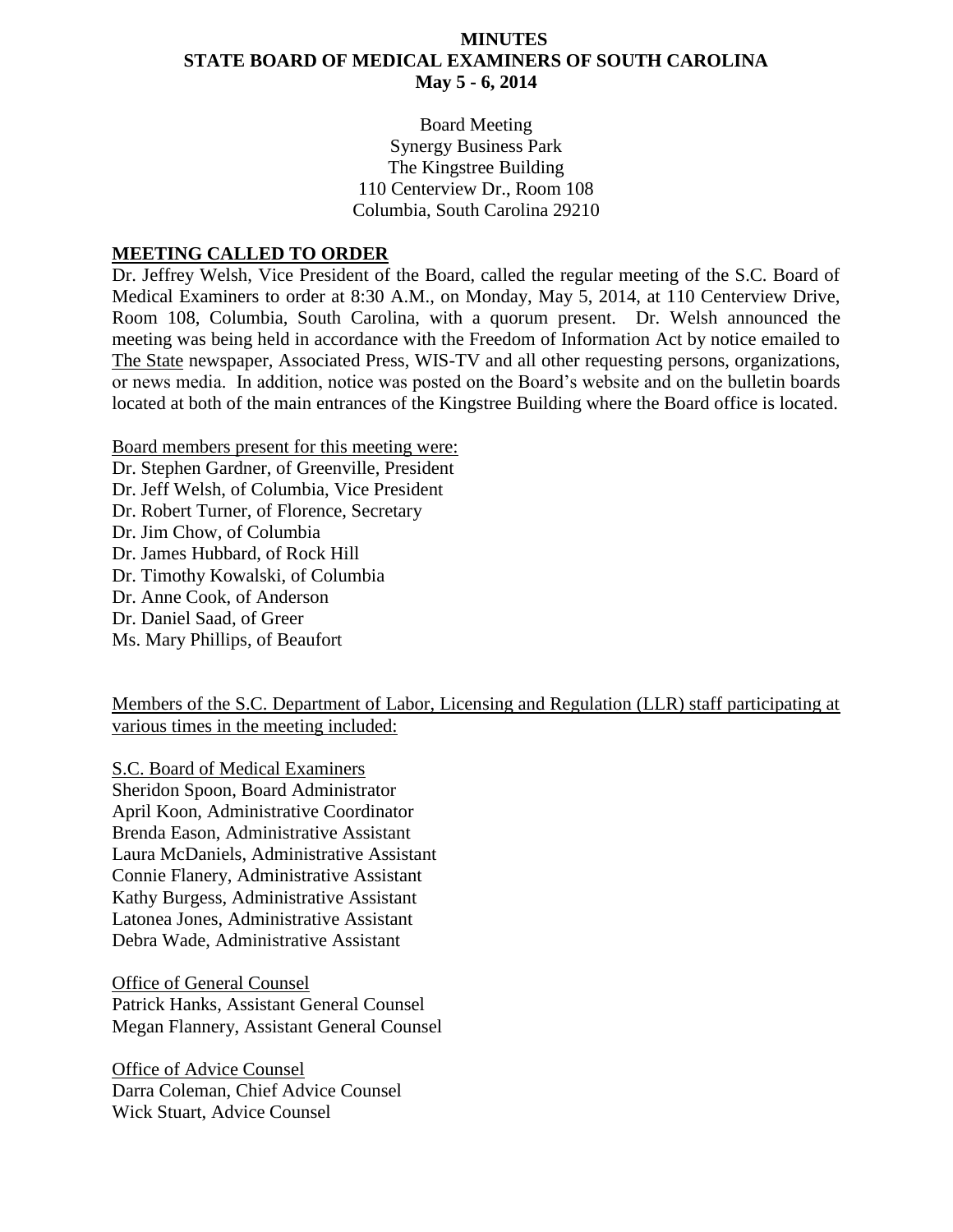# MINUTES
# STATE BOARD OF MEDICAL EXAMINERS OF SOUTH CAROLINA
# May 5 - 6, 2014

Board Meeting
Synergy Business Park
The Kingstree Building
110 Centerview Dr., Room 108
Columbia, South Carolina 29210

## MEETING CALLED TO ORDER

Dr. Jeffrey Welsh, Vice President of the Board, called the regular meeting of the S.C. Board of Medical Examiners to order at 8:30 A.M., on Monday, May 5, 2014, at 110 Centerview Drive, Room 108, Columbia, South Carolina, with a quorum present. Dr. Welsh announced the meeting was being held in accordance with the Freedom of Information Act by notice emailed to The State newspaper, Associated Press, WIS-TV and all other requesting persons, organizations, or news media. In addition, notice was posted on the Board's website and on the bulletin boards located at both of the main entrances of the Kingstree Building where the Board office is located.

Board members present for this meeting were:
Dr. Stephen Gardner, of Greenville, President
Dr. Jeff Welsh, of Columbia, Vice President
Dr. Robert Turner, of Florence, Secretary
Dr. Jim Chow, of Columbia
Dr. James Hubbard, of Rock Hill
Dr. Timothy Kowalski, of Columbia
Dr. Anne Cook, of Anderson
Dr. Daniel Saad, of Greer
Ms. Mary Phillips, of Beaufort

Members of the S.C. Department of Labor, Licensing and Regulation (LLR) staff participating at various times in the meeting included:

S.C. Board of Medical Examiners
Sheridon Spoon, Board Administrator
April Koon, Administrative Coordinator
Brenda Eason, Administrative Assistant
Laura McDaniels, Administrative Assistant
Connie Flanery, Administrative Assistant
Kathy Burgess, Administrative Assistant
Latonea Jones, Administrative Assistant
Debra Wade, Administrative Assistant

Office of General Counsel
Patrick Hanks, Assistant General Counsel
Megan Flannery, Assistant General Counsel

Office of Advice Counsel
Darra Coleman, Chief Advice Counsel
Wick Stuart, Advice Counsel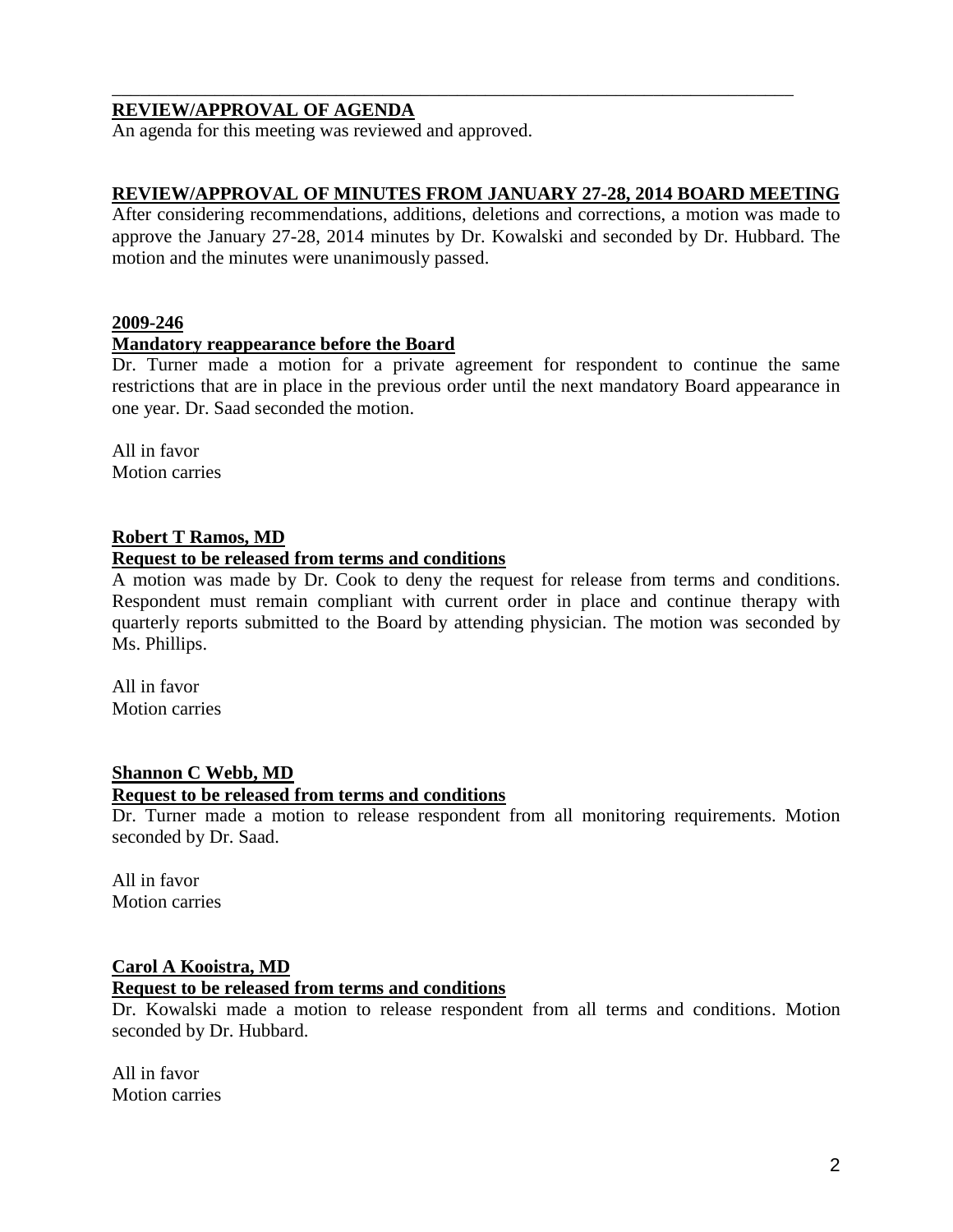## REVIEW/APPROVAL OF AGENDA

An agenda for this meeting was reviewed and approved.

## REVIEW/APPROVAL OF MINUTES FROM JANUARY 27-28, 2014 BOARD MEETING

After considering recommendations, additions, deletions and corrections, a motion was made to approve the January 27-28, 2014 minutes by Dr. Kowalski and seconded by Dr. Hubbard. The motion and the minutes were unanimously passed.

## 2009-246

### Mandatory reappearance before the Board

Dr. Turner made a motion for a private agreement for respondent to continue the same restrictions that are in place in the previous order until the next mandatory Board appearance in one year. Dr. Saad seconded the motion.

All in favor
Motion carries

## Robert T Ramos, MD

### Request to be released from terms and conditions

A motion was made by Dr. Cook to deny the request for release from terms and conditions. Respondent must remain compliant with current order in place and continue therapy with quarterly reports submitted to the Board by attending physician. The motion was seconded by Ms. Phillips.

All in favor
Motion carries

## Shannon C Webb, MD

### Request to be released from terms and conditions

Dr. Turner made a motion to release respondent from all monitoring requirements. Motion seconded by Dr. Saad.

All in favor
Motion carries

## Carol A Kooistra, MD

### Request to be released from terms and conditions

Dr. Kowalski made a motion to release respondent from all terms and conditions. Motion seconded by Dr. Hubbard.

All in favor
Motion carries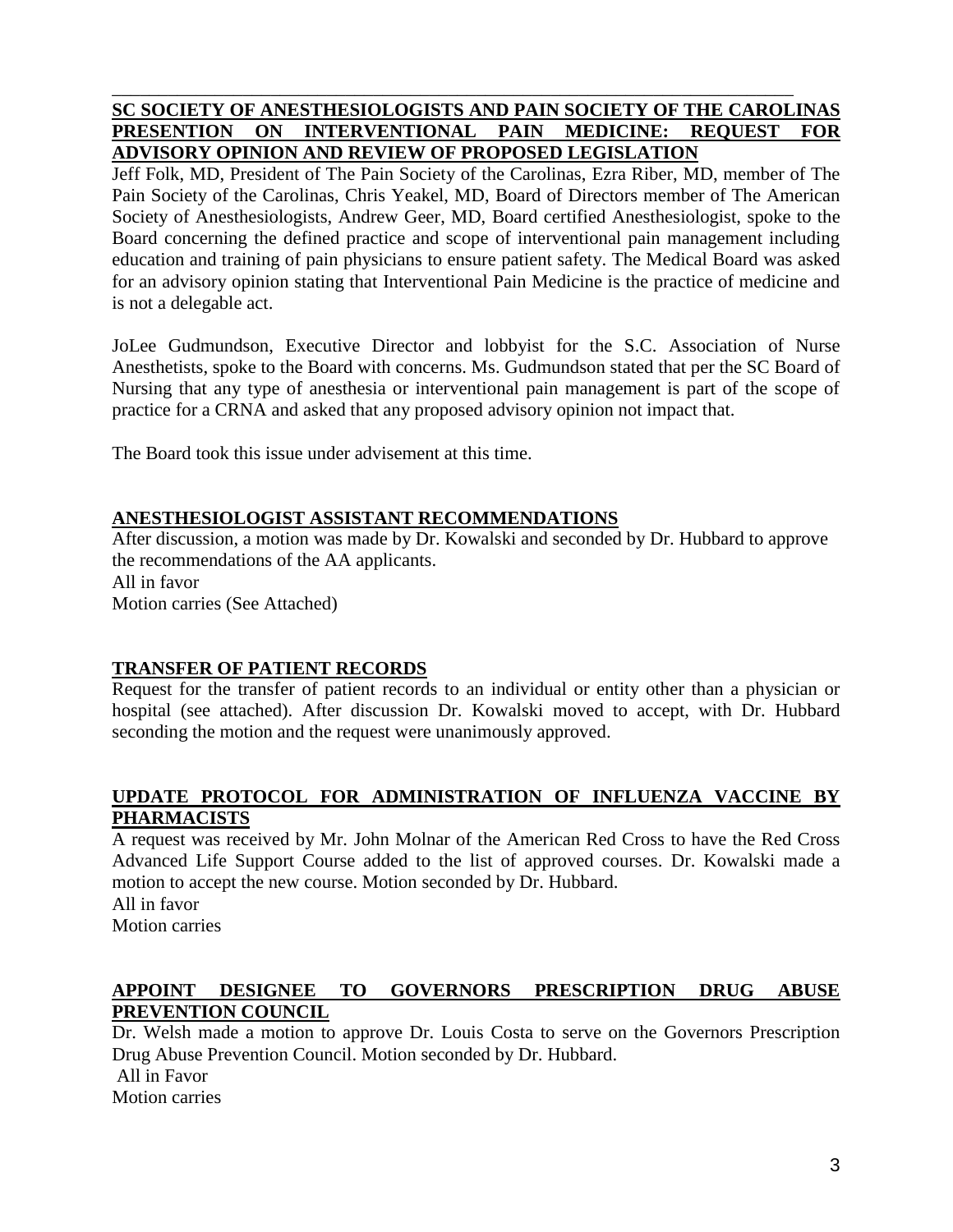**SC SOCIETY OF ANESTHESIOLOGISTS AND PAIN SOCIETY OF THE CAROLINAS PRESENTION ON INTERVENTIONAL PAIN MEDICINE: REQUEST FOR ADVISORY OPINION AND REVIEW OF PROPOSED LEGISLATION**

Jeff Folk, MD, President of The Pain Society of the Carolinas, Ezra Riber, MD, member of The Pain Society of the Carolinas, Chris Yeakel, MD, Board of Directors member of The American Society of Anesthesiologists, Andrew Geer, MD, Board certified Anesthesiologist, spoke to the Board concerning the defined practice and scope of interventional pain management including education and training of pain physicians to ensure patient safety. The Medical Board was asked for an advisory opinion stating that Interventional Pain Medicine is the practice of medicine and is not a delegable act.

JoLee Gudmundson, Executive Director and lobbyist for the S.C. Association of Nurse Anesthetists, spoke to the Board with concerns. Ms. Gudmundson stated that per the SC Board of Nursing that any type of anesthesia or interventional pain management is part of the scope of practice for a CRNA and asked that any proposed advisory opinion not impact that.

The Board took this issue under advisement at this time.

**ANESTHESIOLOGIST ASSISTANT RECOMMENDATIONS**

After discussion, a motion was made by Dr. Kowalski and seconded by Dr. Hubbard to approve the recommendations of the AA applicants.
All in favor
Motion carries (See Attached)

**TRANSFER OF PATIENT RECORDS**

Request for the transfer of patient records to an individual or entity other than a physician or hospital (see attached). After discussion Dr. Kowalski moved to accept, with Dr. Hubbard seconding the motion and the request were unanimously approved.

**UPDATE PROTOCOL FOR ADMINISTRATION OF INFLUENZA VACCINE BY PHARMACISTS**

A request was received by Mr. John Molnar of the American Red Cross to have the Red Cross Advanced Life Support Course added to the list of approved courses. Dr. Kowalski made a motion to accept the new course. Motion seconded by Dr. Hubbard.
All in favor
Motion carries

**APPOINT DESIGNEE TO GOVERNORS PRESCRIPTION DRUG ABUSE PREVENTION COUNCIL**

Dr. Welsh made a motion to approve Dr. Louis Costa to serve on the Governors Prescription Drug Abuse Prevention Council. Motion seconded by Dr. Hubbard.
All in Favor
Motion carries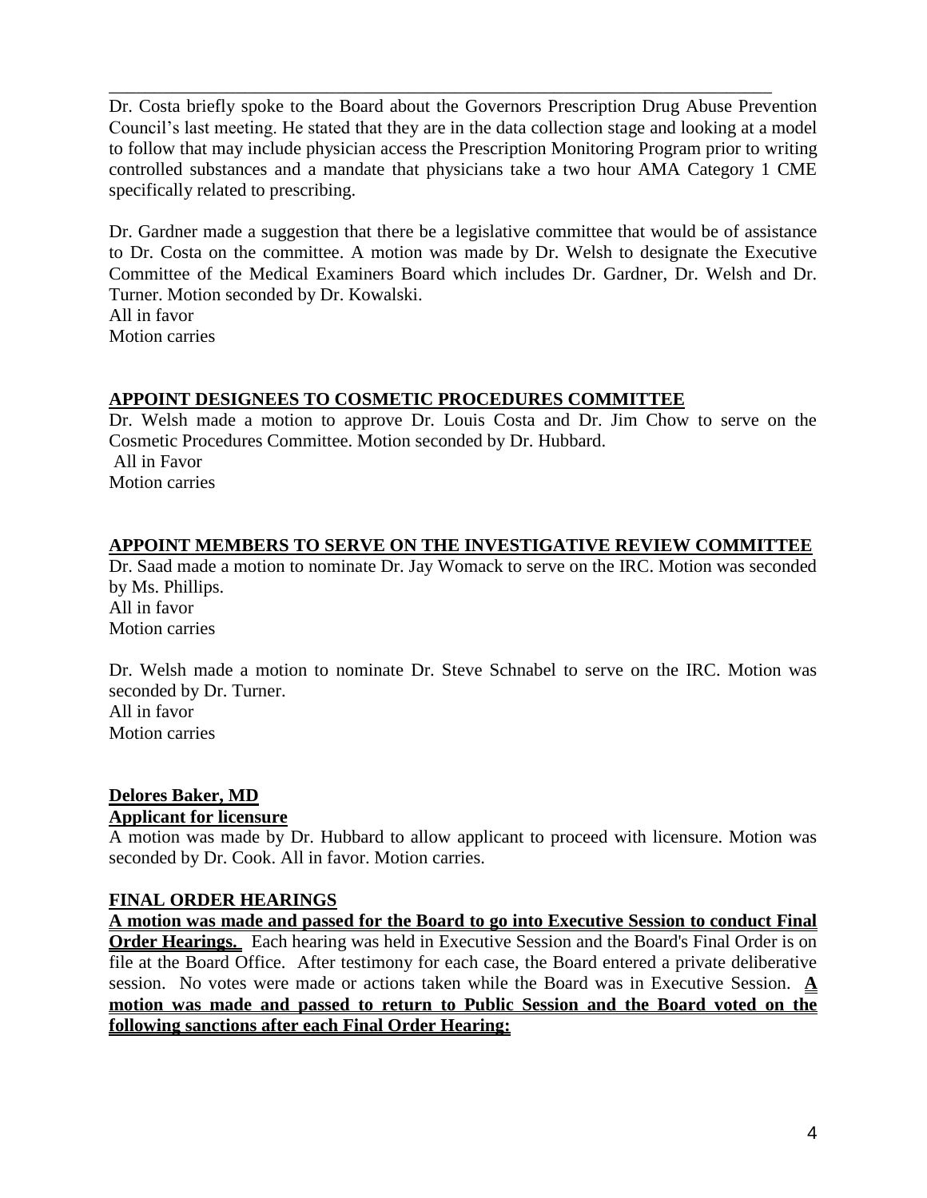Dr. Costa briefly spoke to the Board about the Governors Prescription Drug Abuse Prevention Council's last meeting. He stated that they are in the data collection stage and looking at a model to follow that may include physician access the Prescription Monitoring Program prior to writing controlled substances and a mandate that physicians take a two hour AMA Category 1 CME specifically related to prescribing.

Dr. Gardner made a suggestion that there be a legislative committee that would be of assistance to Dr. Costa on the committee. A motion was made by Dr. Welsh to designate the Executive Committee of the Medical Examiners Board which includes Dr. Gardner, Dr. Welsh and Dr. Turner. Motion seconded by Dr. Kowalski.
All in favor
Motion carries

**APPOINT DESIGNEES TO COSMETIC PROCEDURES COMMITTEE**

Dr. Welsh made a motion to approve Dr. Louis Costa and Dr. Jim Chow to serve on the Cosmetic Procedures Committee. Motion seconded by Dr. Hubbard.
All in Favor
Motion carries

**APPOINT MEMBERS TO SERVE ON THE INVESTIGATIVE REVIEW COMMITTEE**

Dr. Saad made a motion to nominate Dr. Jay Womack to serve on the IRC. Motion was seconded by Ms. Phillips.
All in favor
Motion carries

Dr. Welsh made a motion to nominate Dr. Steve Schnabel to serve on the IRC. Motion was seconded by Dr. Turner.
All in favor
Motion carries

**Delores Baker, MD**
**Applicant for licensure**

A motion was made by Dr. Hubbard to allow applicant to proceed with licensure. Motion was seconded by Dr. Cook. All in favor. Motion carries.

**FINAL ORDER HEARINGS**

**A motion was made and passed for the Board to go into Executive Session to conduct Final Order Hearings.** Each hearing was held in Executive Session and the Board's Final Order is on file at the Board Office. After testimony for each case, the Board entered a private deliberative session. No votes were made or actions taken while the Board was in Executive Session. **A motion was made and passed to return to Public Session and the Board voted on the following sanctions after each Final Order Hearing:**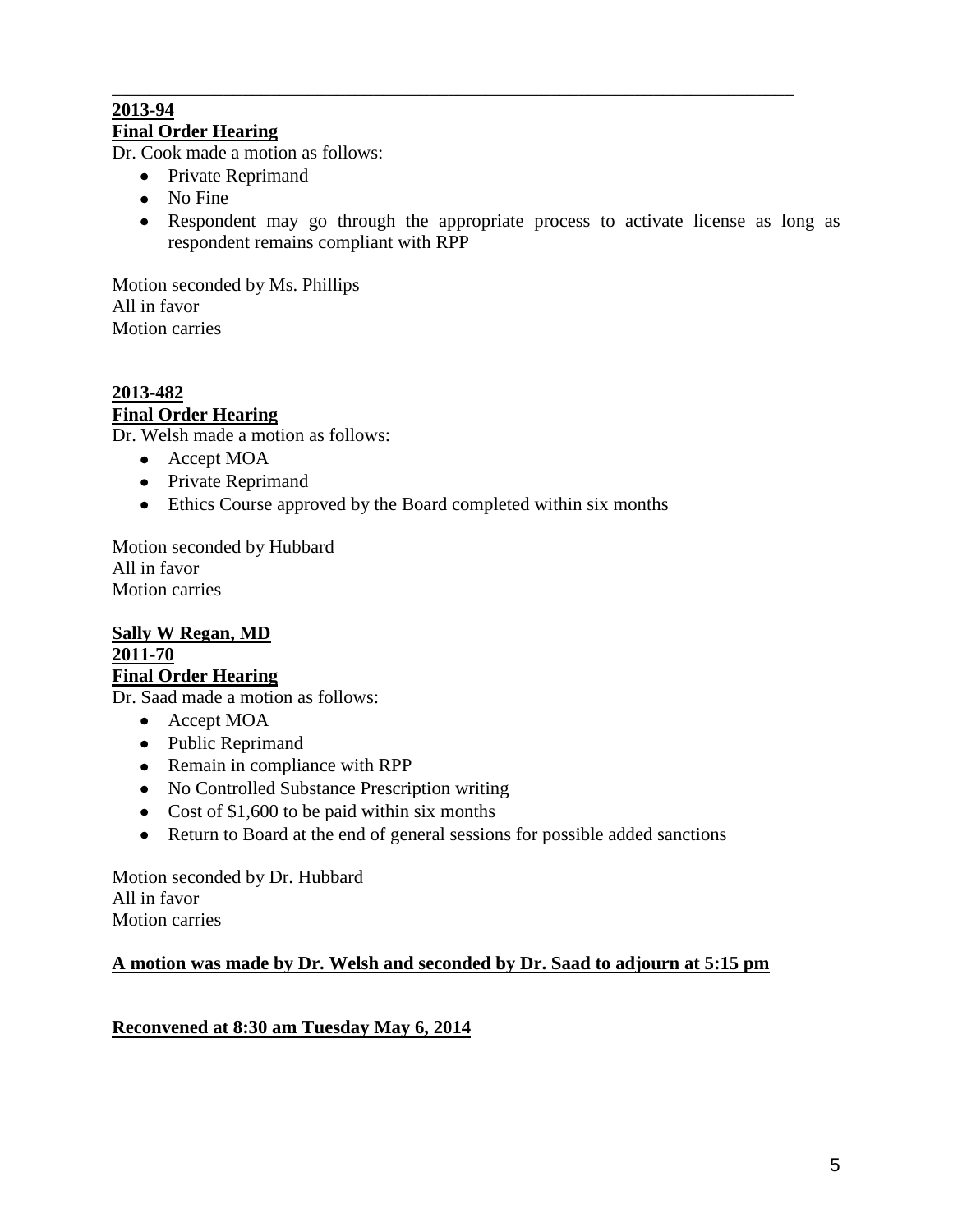---

**2013-94**
**Final Order Hearing**

Dr. Cook made a motion as follows:

- Private Reprimand
- No Fine
- Respondent may go through the appropriate process to activate license as long as respondent remains compliant with RPP

Motion seconded by Ms. Phillips
All in favor
Motion carries

**2013-482**
**Final Order Hearing**

Dr. Welsh made a motion as follows:

- Accept MOA
- Private Reprimand
- Ethics Course approved by the Board completed within six months

Motion seconded by Hubbard
All in favor
Motion carries

**Sally W Regan, MD**
**2011-70**
**Final Order Hearing**

Dr. Saad made a motion as follows:

- Accept MOA
- Public Reprimand
- Remain in compliance with RPP
- No Controlled Substance Prescription writing
- Cost of $1,600 to be paid within six months
- Return to Board at the end of general sessions for possible added sanctions

Motion seconded by Dr. Hubbard
All in favor
Motion carries

**A motion was made by Dr. Welsh and seconded by Dr. Saad to adjourn at 5:15 pm**

**Reconvened at 8:30 am Tuesday May 6, 2014**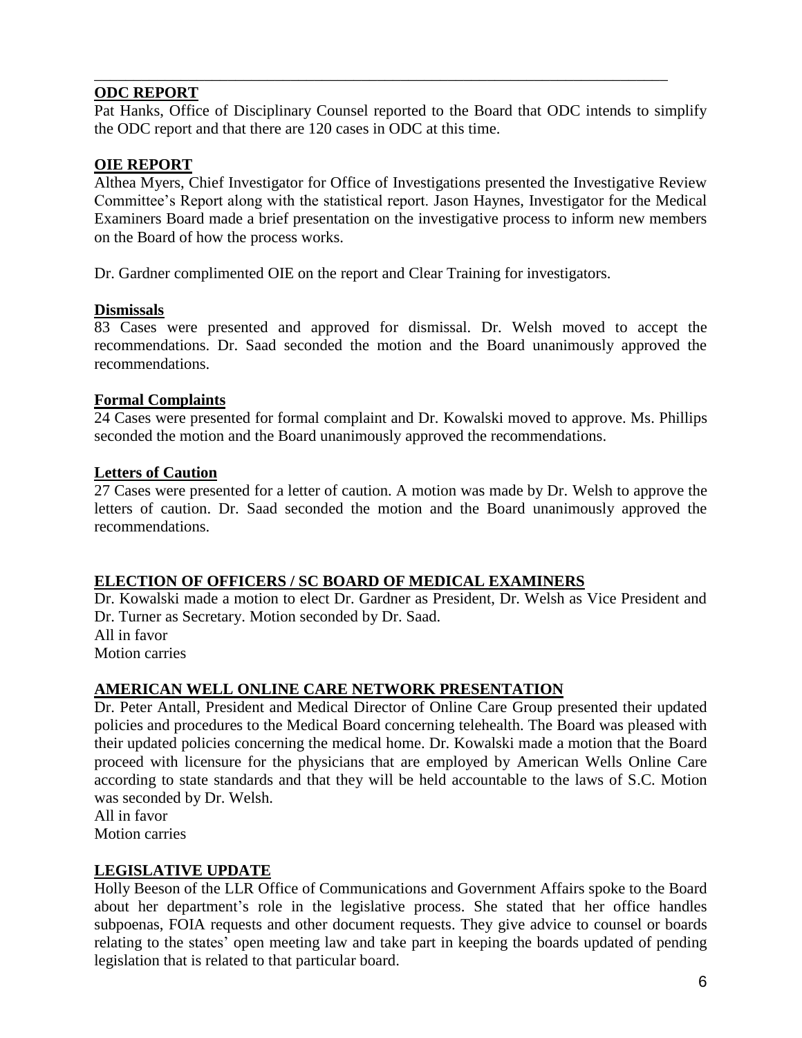---

**ODC REPORT**

Pat Hanks, Office of Disciplinary Counsel reported to the Board that ODC intends to simplify the ODC report and that there are 120 cases in ODC at this time.

**OIE REPORT**

Althea Myers, Chief Investigator for Office of Investigations presented the Investigative Review Committee's Report along with the statistical report. Jason Haynes, Investigator for the Medical Examiners Board made a brief presentation on the investigative process to inform new members on the Board of how the process works.

Dr. Gardner complimented OIE on the report and Clear Training for investigators.

**Dismissals**

83 Cases were presented and approved for dismissal. Dr. Welsh moved to accept the recommendations. Dr. Saad seconded the motion and the Board unanimously approved the recommendations.

**Formal Complaints**

24 Cases were presented for formal complaint and Dr. Kowalski moved to approve. Ms. Phillips seconded the motion and the Board unanimously approved the recommendations.

**Letters of Caution**

27 Cases were presented for a letter of caution. A motion was made by Dr. Welsh to approve the letters of caution. Dr. Saad seconded the motion and the Board unanimously approved the recommendations.

**ELECTION OF OFFICERS / SC BOARD OF MEDICAL EXAMINERS**

Dr. Kowalski made a motion to elect Dr. Gardner as President, Dr. Welsh as Vice President and Dr. Turner as Secretary. Motion seconded by Dr. Saad.
All in favor
Motion carries

**AMERICAN WELL ONLINE CARE NETWORK PRESENTATION**

Dr. Peter Antall, President and Medical Director of Online Care Group presented their updated policies and procedures to the Medical Board concerning telehealth. The Board was pleased with their updated policies concerning the medical home. Dr. Kowalski made a motion that the Board proceed with licensure for the physicians that are employed by American Wells Online Care according to state standards and that they will be held accountable to the laws of S.C. Motion was seconded by Dr. Welsh.
All in favor
Motion carries

**LEGISLATIVE UPDATE**

Holly Beeson of the LLR Office of Communications and Government Affairs spoke to the Board about her department's role in the legislative process. She stated that her office handles subpoenas, FOIA requests and other document requests. They give advice to counsel or boards relating to the states' open meeting law and take part in keeping the boards updated of pending legislation that is related to that particular board.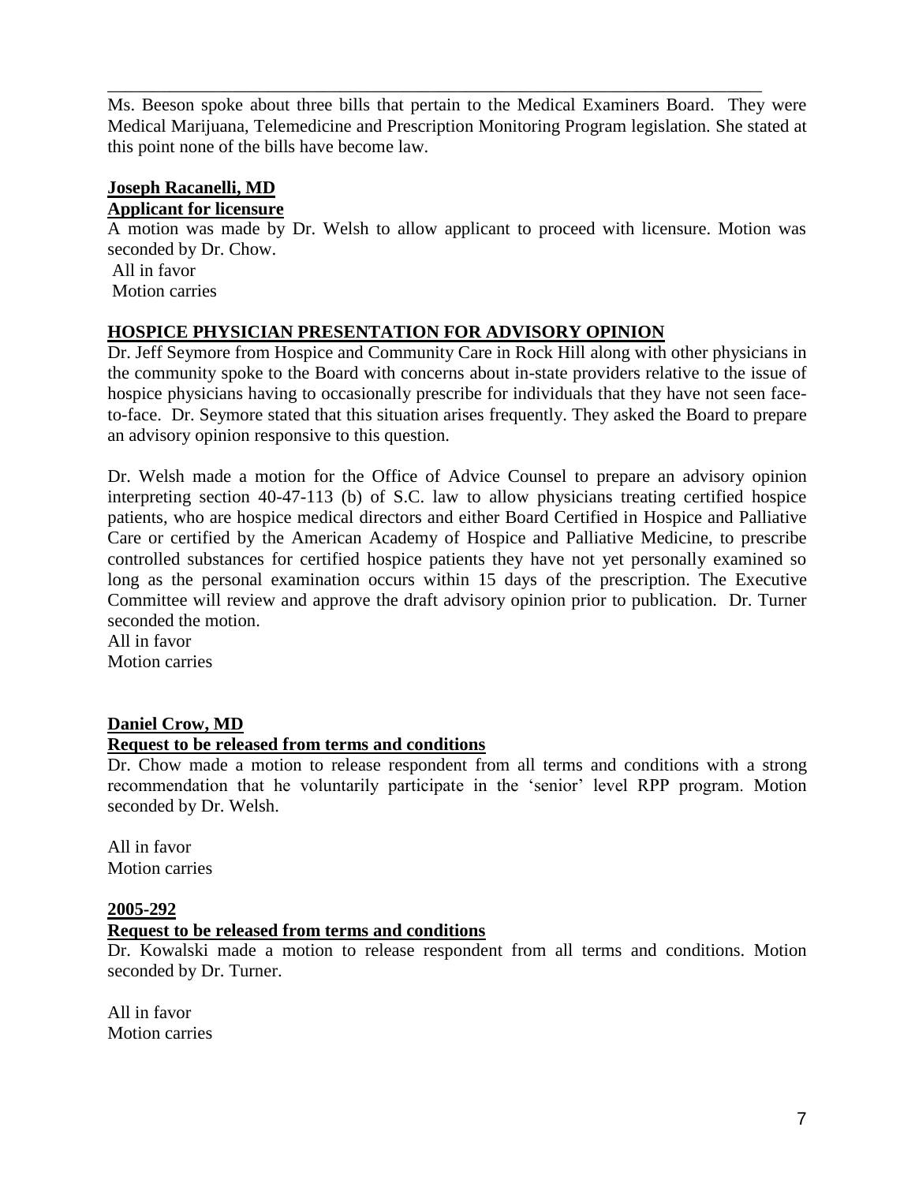Ms. Beeson spoke about three bills that pertain to the Medical Examiners Board. They were Medical Marijuana, Telemedicine and Prescription Monitoring Program legislation. She stated at this point none of the bills have become law.

**Joseph Racanelli, MD**
**Applicant for licensure**

A motion was made by Dr. Welsh to allow applicant to proceed with licensure. Motion was seconded by Dr. Chow.
All in favor
Motion carries

**HOSPICE PHYSICIAN PRESENTATION FOR ADVISORY OPINION**

Dr. Jeff Seymore from Hospice and Community Care in Rock Hill along with other physicians in the community spoke to the Board with concerns about in-state providers relative to the issue of hospice physicians having to occasionally prescribe for individuals that they have not seen face-to-face. Dr. Seymore stated that this situation arises frequently. They asked the Board to prepare an advisory opinion responsive to this question.

Dr. Welsh made a motion for the Office of Advice Counsel to prepare an advisory opinion interpreting section 40-47-113 (b) of S.C. law to allow physicians treating certified hospice patients, who are hospice medical directors and either Board Certified in Hospice and Palliative Care or certified by the American Academy of Hospice and Palliative Medicine, to prescribe controlled substances for certified hospice patients they have not yet personally examined so long as the personal examination occurs within 15 days of the prescription. The Executive Committee will review and approve the draft advisory opinion prior to publication. Dr. Turner seconded the motion.
All in favor
Motion carries

**Daniel Crow, MD**
**Request to be released from terms and conditions**

Dr. Chow made a motion to release respondent from all terms and conditions with a strong recommendation that he voluntarily participate in the 'senior' level RPP program. Motion seconded by Dr. Welsh.

All in favor
Motion carries

**2005-292**
**Request to be released from terms and conditions**

Dr. Kowalski made a motion to release respondent from all terms and conditions. Motion seconded by Dr. Turner.

All in favor
Motion carries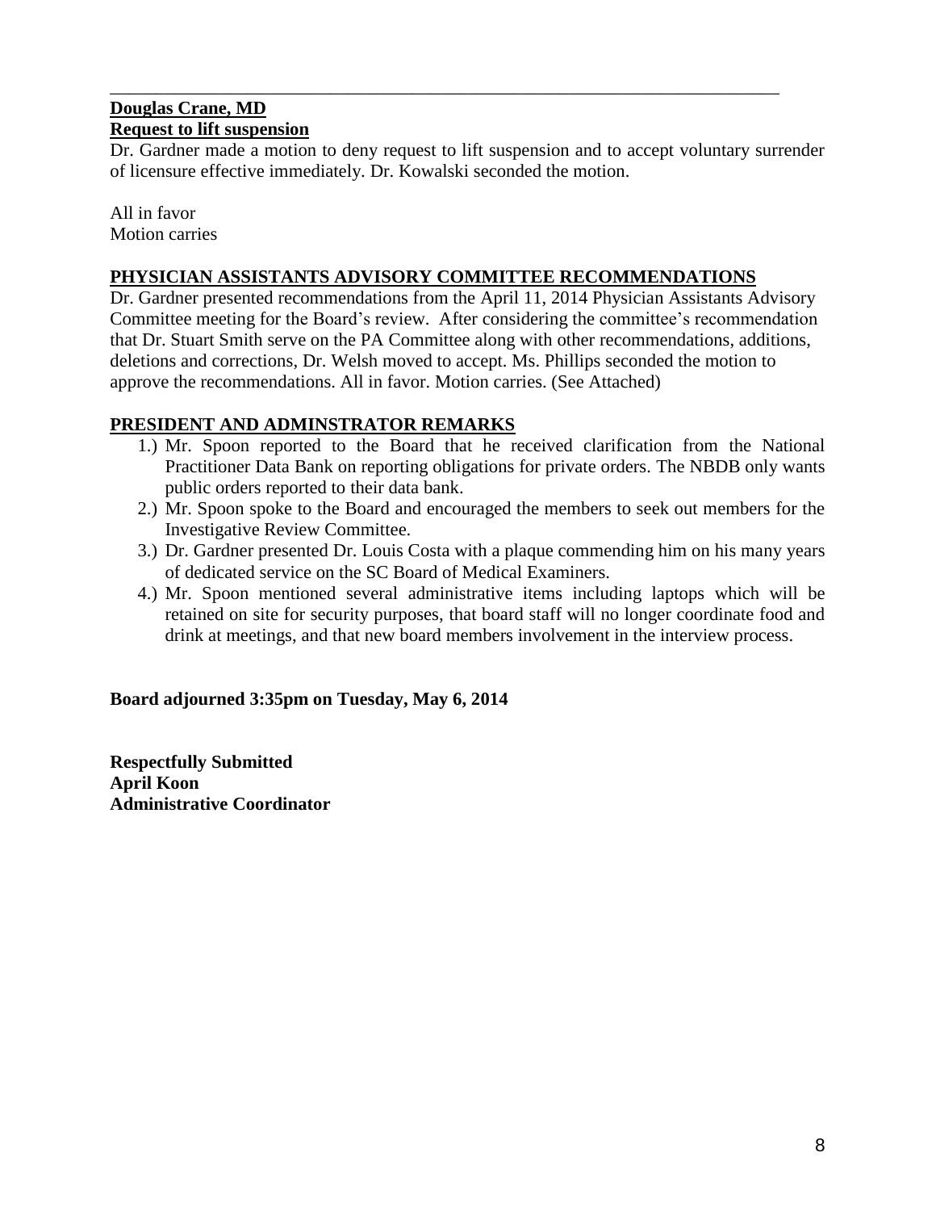---

**<u>Douglas Crane, MD</u>**
**<u>Request to lift suspension</u>**

Dr. Gardner made a motion to deny request to lift suspension and to accept voluntary surrender of licensure effective immediately. Dr. Kowalski seconded the motion.

All in favor
Motion carries

## <u>PHYSICIAN ASSISTANTS ADVISORY COMMITTEE RECOMMENDATIONS</u>

Dr. Gardner presented recommendations from the April 11, 2014 Physician Assistants Advisory Committee meeting for the Board's review. After considering the committee's recommendation that Dr. Stuart Smith serve on the PA Committee along with other recommendations, additions, deletions and corrections, Dr. Welsh moved to accept. Ms. Phillips seconded the motion to approve the recommendations. All in favor. Motion carries. (See Attached)

## <u>PRESIDENT AND ADMINSTRATOR REMARKS</u>

1.) Mr. Spoon reported to the Board that he received clarification from the National Practitioner Data Bank on reporting obligations for private orders. The NBDB only wants public orders reported to their data bank.
2.) Mr. Spoon spoke to the Board and encouraged the members to seek out members for the Investigative Review Committee.
3.) Dr. Gardner presented Dr. Louis Costa with a plaque commending him on his many years of dedicated service on the SC Board of Medical Examiners.
4.) Mr. Spoon mentioned several administrative items including laptops which will be retained on site for security purposes, that board staff will no longer coordinate food and drink at meetings, and that new board members involvement in the interview process.

**Board adjourned 3:35pm on Tuesday, May 6, 2014**

**Respectfully Submitted**
**April Koon**
**Administrative Coordinator**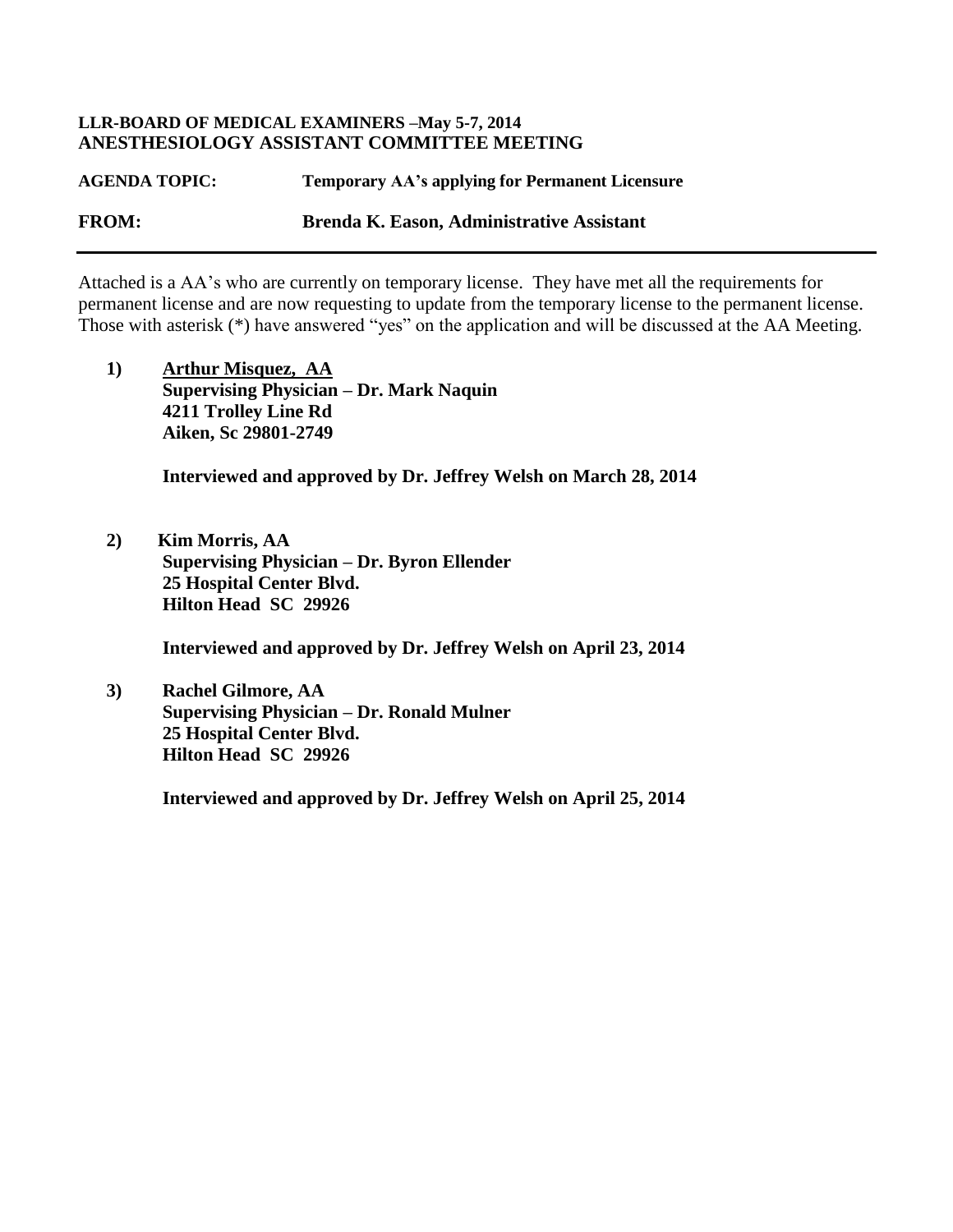**LLR-BOARD OF MEDICAL EXAMINERS –May 5-7, 2014**
**ANESTHESIOLOGY ASSISTANT COMMITTEE MEETING**

**AGENDA TOPIC:** **Temporary AA's applying for Permanent Licensure**

**FROM:** **Brenda K. Eason, Administrative Assistant**

---

Attached is a AA's who are currently on temporary license. They have met all the requirements for permanent license and are now requesting to update from the temporary license to the permanent license. Those with asterisk (*) have answered "yes" on the application and will be discussed at the AA Meeting.

**1)** **Arthur Misquez, AA**
**Supervising Physician – Dr. Mark Naquin**
**4211 Trolley Line Rd**
**Aiken, Sc 29801-2749**

**Interviewed and approved by Dr. Jeffrey Welsh on March 28, 2014**

**2)** **Kim Morris, AA**
**Supervising Physician – Dr. Byron Ellender**
**25 Hospital Center Blvd.**
**Hilton Head SC 29926**

**Interviewed and approved by Dr. Jeffrey Welsh on April 23, 2014**

**3)** **Rachel Gilmore, AA**
**Supervising Physician – Dr. Ronald Mulner**
**25 Hospital Center Blvd.**
**Hilton Head SC 29926**

**Interviewed and approved by Dr. Jeffrey Welsh on April 25, 2014**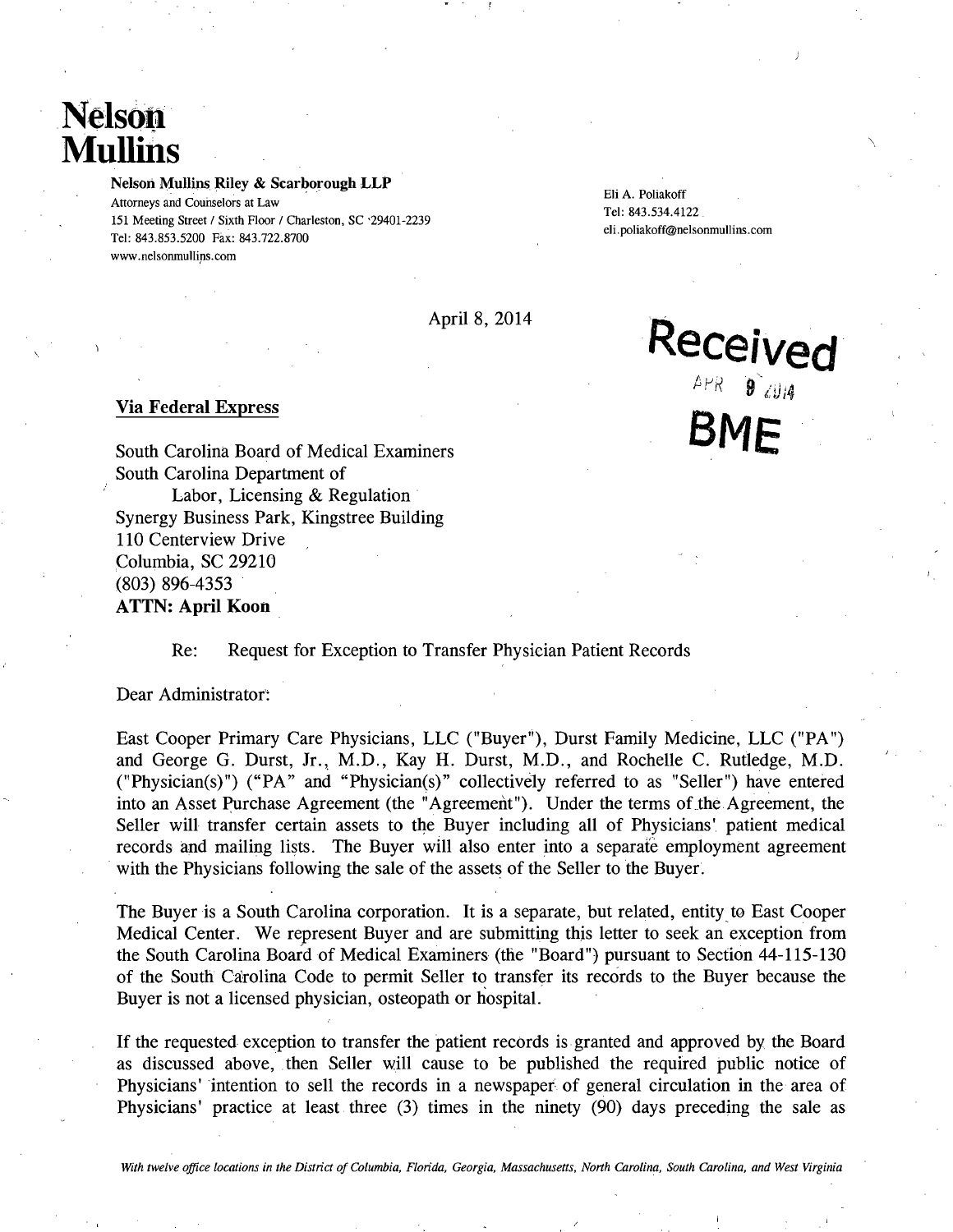# Nelson Mullins

**Nelson Mullins Riley & Scarborough LLP**
Attorneys and Counselors at Law
151 Meeting Street / Sixth Floor / Charleston, SC 29401-2239
Tel: 843.853.5200 Fax: 843.722.8700
www.nelsonmullins.com

Eli A. Poliakoff
Tel: 843.534.4122
eli.poliakoff@nelsonmullins.com

April 8, 2014

**Received**
APR 9 2014
**BME**

<u>Via Federal Express</u>

South Carolina Board of Medical Examiners
South Carolina Department of
Labor, Licensing & Regulation
Synergy Business Park, Kingstree Building
110 Centerview Drive
Columbia, SC 29210
(803) 896-4353
**ATTN: April Koon**

Re: Request for Exception to Transfer Physician Patient Records

Dear Administrator:

East Cooper Primary Care Physicians, LLC ("Buyer"), Durst Family Medicine, LLC ("PA") and George G. Durst, Jr., M.D., Kay H. Durst, M.D., and Rochelle C. Rutledge, M.D. ("Physician(s)") ("PA" and "Physician(s)" collectively referred to as "Seller") have entered into an Asset Purchase Agreement (the "Agreement"). Under the terms of the Agreement, the Seller will transfer certain assets to the Buyer including all of Physicians' patient medical records and mailing lists. The Buyer will also enter into a separate employment agreement with the Physicians following the sale of the assets of the Seller to the Buyer.

The Buyer is a South Carolina corporation. It is a separate, but related, entity to East Cooper Medical Center. We represent Buyer and are submitting this letter to seek an exception from the South Carolina Board of Medical Examiners (the "Board") pursuant to Section 44-115-130 of the South Carolina Code to permit Seller to transfer its records to the Buyer because the Buyer is not a licensed physician, osteopath or hospital.

If the requested exception to transfer the patient records is granted and approved by the Board as discussed above, then Seller will cause to be published the required public notice of Physicians' intention to sell the records in a newspaper of general circulation in the area of Physicians' practice at least three (3) times in the ninety (90) days preceding the sale as

*With twelve office locations in the District of Columbia, Florida, Georgia, Massachusetts, North Carolina, South Carolina, and West Virginia*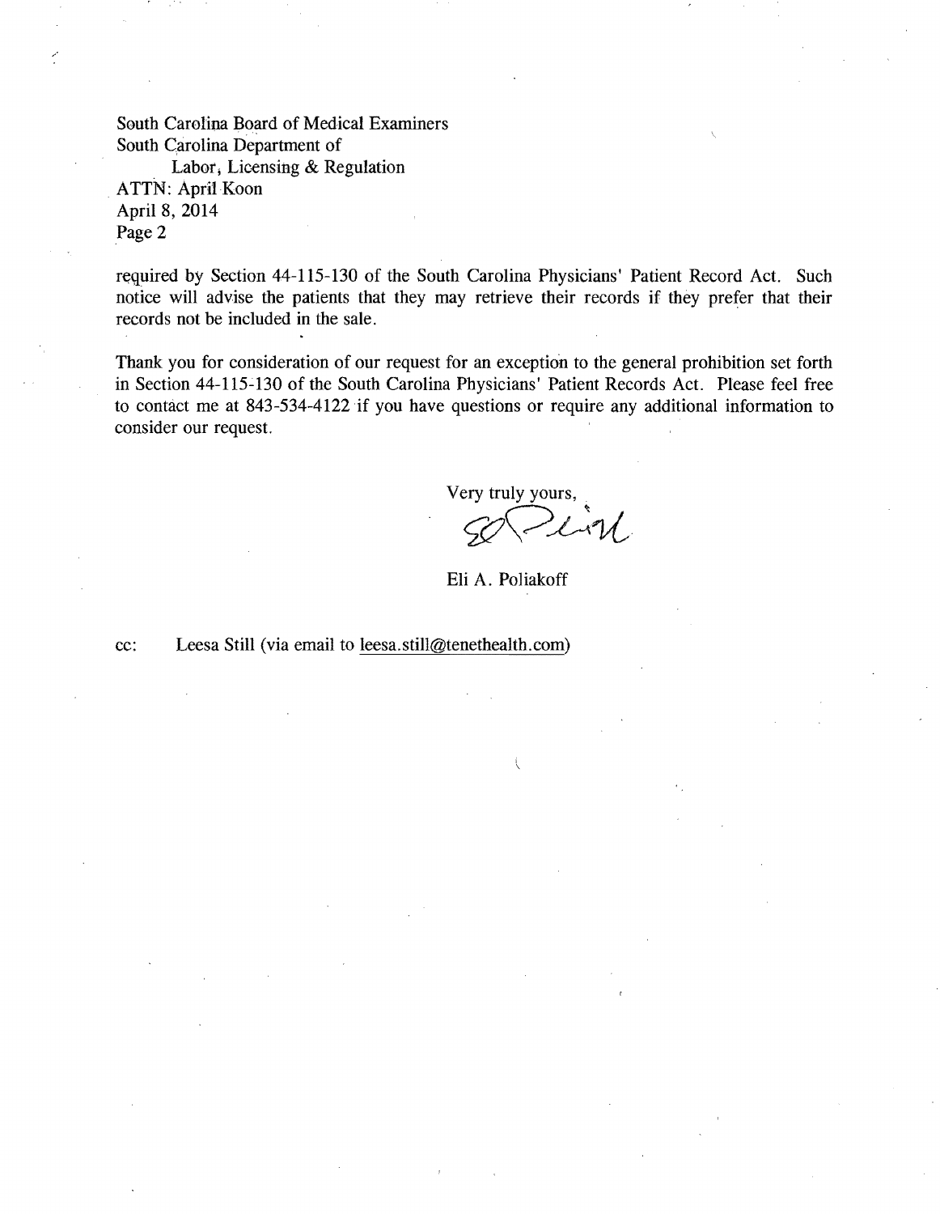South Carolina Board of Medical Examiners
South Carolina Department of
Labor, Licensing & Regulation
ATTN: April Koon
April 8, 2014
Page 2

required by Section 44-115-130 of the South Carolina Physicians' Patient Record Act. Such notice will advise the patients that they may retrieve their records if they prefer that their records not be included in the sale.

Thank you for consideration of our request for an exception to the general prohibition set forth in Section 44-115-130 of the South Carolina Physicians' Patient Records Act. Please feel free to contact me at 843-534-4122 if you have questions or require any additional information to consider our request.

Very truly yours,

Eli A. Poliakoff

cc: Leesa Still (via email to leesa.still@tenethealth.com)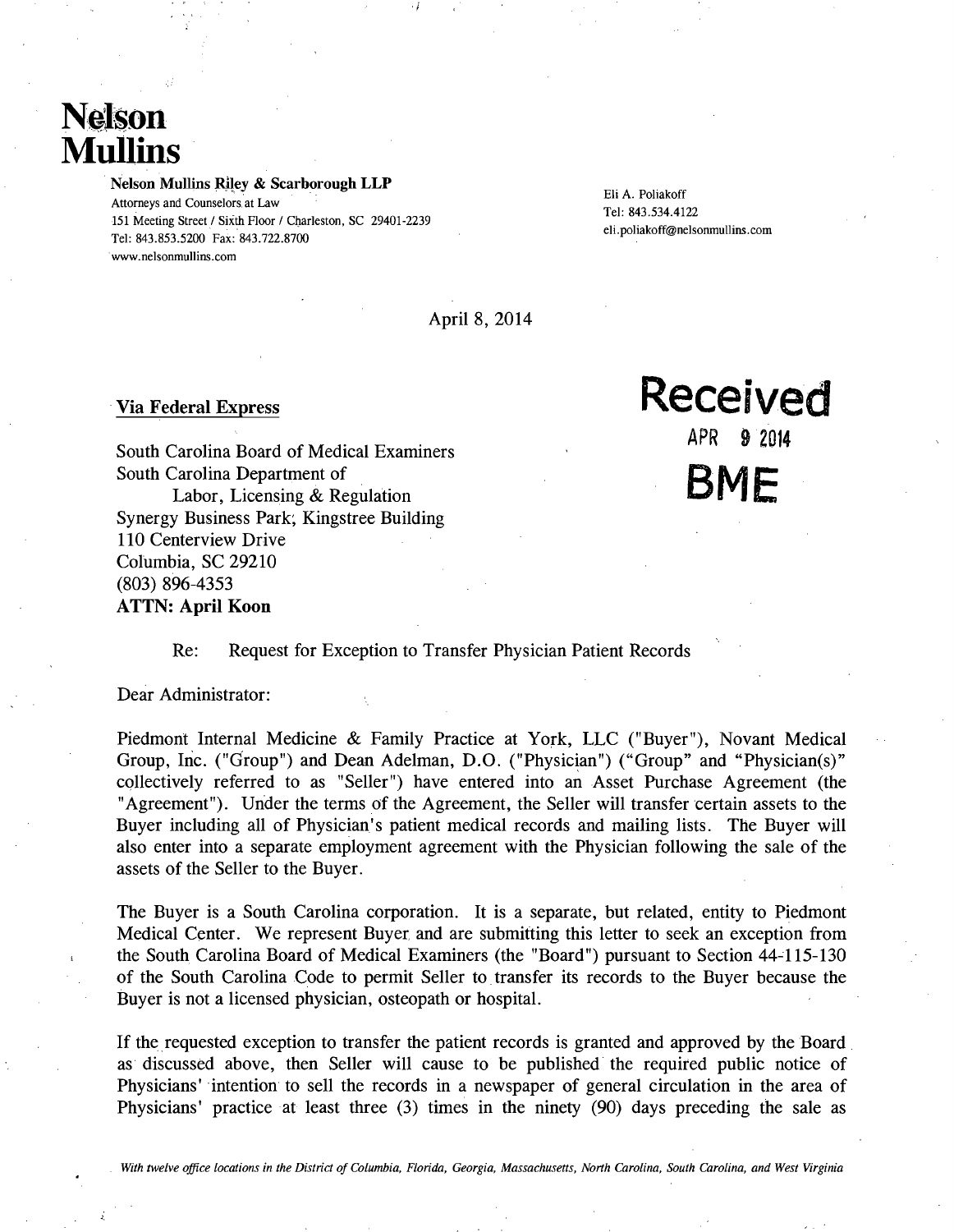# Nelson Mullins

**Nelson Mullins Riley & Scarborough LLP**
Attorneys and Counselors at Law
151 Meeting Street / Sixth Floor / Charleston, SC 29401-2239
Tel: 843.853.5200 Fax: 843.722.8700
www.nelsonmullins.com

Eli A. Poliakoff
Tel: 843.534.4122
eli.poliakoff@nelsonmullins.com

April 8, 2014

**Received**
APR 9 2014
**BME**

Via Federal Express

South Carolina Board of Medical Examiners
South Carolina Department of
Labor, Licensing & Regulation
Synergy Business Park; Kingstree Building
110 Centerview Drive
Columbia, SC 29210
(803) 896-4353
**ATTN: April Koon**

Re: Request for Exception to Transfer Physician Patient Records

Dear Administrator:

Piedmont Internal Medicine & Family Practice at York, LLC ("Buyer"), Novant Medical Group, Inc. ("Group") and Dean Adelman, D.O. ("Physician") ("Group" and "Physician(s)" collectively referred to as "Seller") have entered into an Asset Purchase Agreement (the "Agreement"). Under the terms of the Agreement, the Seller will transfer certain assets to the Buyer including all of Physician's patient medical records and mailing lists. The Buyer will also enter into a separate employment agreement with the Physician following the sale of the assets of the Seller to the Buyer.

The Buyer is a South Carolina corporation. It is a separate, but related, entity to Piedmont Medical Center. We represent Buyer and are submitting this letter to seek an exception from the South Carolina Board of Medical Examiners (the "Board") pursuant to Section 44-115-130 of the South Carolina Code to permit Seller to transfer its records to the Buyer because the Buyer is not a licensed physician, osteopath or hospital.

If the requested exception to transfer the patient records is granted and approved by the Board as discussed above, then Seller will cause to be published the required public notice of Physicians' intention to sell the records in a newspaper of general circulation in the area of Physicians' practice at least three (3) times in the ninety (90) days preceding the sale as

*With twelve office locations in the District of Columbia, Florida, Georgia, Massachusetts, North Carolina, South Carolina, and West Virginia*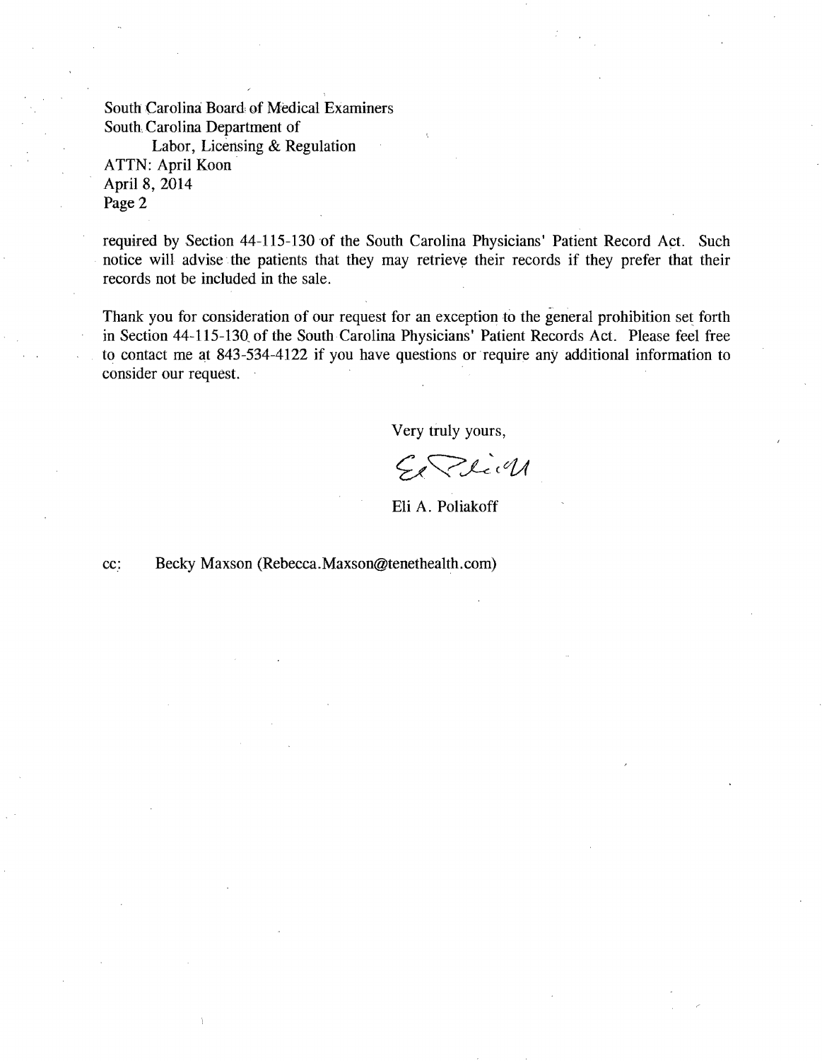South Carolina Board of Medical Examiners
South Carolina Department of
Labor, Licensing & Regulation
ATTN: April Koon
April 8, 2014
Page 2

required by Section 44-115-130 of the South Carolina Physicians' Patient Record Act. Such notice will advise the patients that they may retrieve their records if they prefer that their records not be included in the sale.

Thank you for consideration of our request for an exception to the general prohibition set forth in Section 44-115-130 of the South Carolina Physicians' Patient Records Act. Please feel free to contact me at 843-534-4122 if you have questions or require any additional information to consider our request.

Very truly yours,

Eli A. Poliakoff

cc: Becky Maxson (Rebecca.Maxson@tenethealth.com)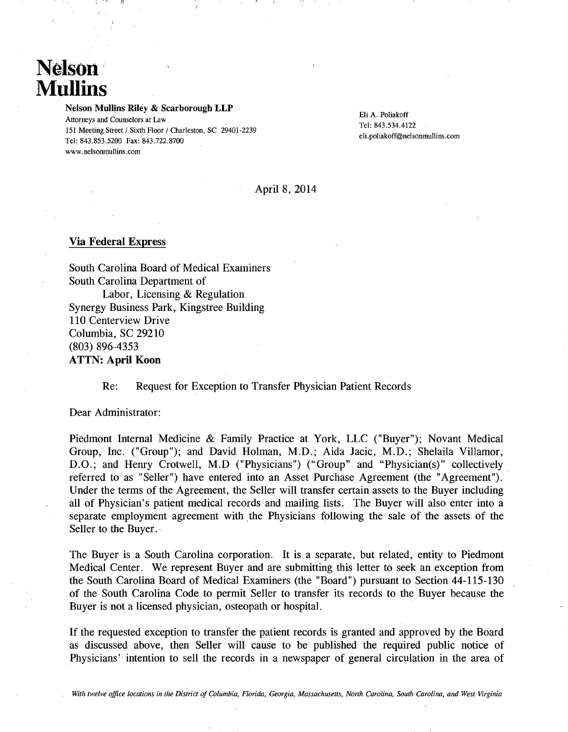# Nelson Mullins

**Nelson Mullins Riley & Scarborough LLP**
Attorneys and Counselors at Law
151 Meeting Street / Sixth Floor / Charleston, SC 29401-2239
Tel: 843.853.5200 Fax: 843.722.8700
www.nelsonmullins.com

Eli A. Poliakoff
Tel: 843.534.4122
eli.poliakoff@nelsonmullins.com

April 8, 2014

**Via Federal Express**

South Carolina Board of Medical Examiners
South Carolina Department of
Labor, Licensing & Regulation
Synergy Business Park, Kingstree Building
110 Centerview Drive
Columbia, SC 29210
(803) 896-4353
**ATTN: April Koon**

Re: Request for Exception to Transfer Physician Patient Records

Dear Administrator:

Piedmont Internal Medicine & Family Practice at York, LLC ("Buyer"); Novant Medical Group, Inc. ("Group"); and David Holman, M.D.; Aida Jacic, M.D.; Shelaila Villamor, D.O.; and Henry Crotwell, M.D ("Physicians") ("Group" and "Physician(s)" collectively referred to as "Seller") have entered into an Asset Purchase Agreement (the "Agreement"). Under the terms of the Agreement, the Seller will transfer certain assets to the Buyer including all of Physician's patient medical records and mailing lists. The Buyer will also enter into a separate employment agreement with the Physicians following the sale of the assets of the Seller to the Buyer.

The Buyer is a South Carolina corporation. It is a separate, but related, entity to Piedmont Medical Center. We represent Buyer and are submitting this letter to seek an exception from the South Carolina Board of Medical Examiners (the "Board") pursuant to Section 44-115-130 of the South Carolina Code to permit Seller to transfer its records to the Buyer because the Buyer is not a licensed physician, osteopath or hospital.

If the requested exception to transfer the patient records is granted and approved by the Board as discussed above, then Seller will cause to be published the required public notice of Physicians' intention to sell the records in a newspaper of general circulation in the area of

*With twelve office locations in the District of Columbia, Florida, Georgia, Massachusetts, North Carolina, South Carolina, and West Virginia*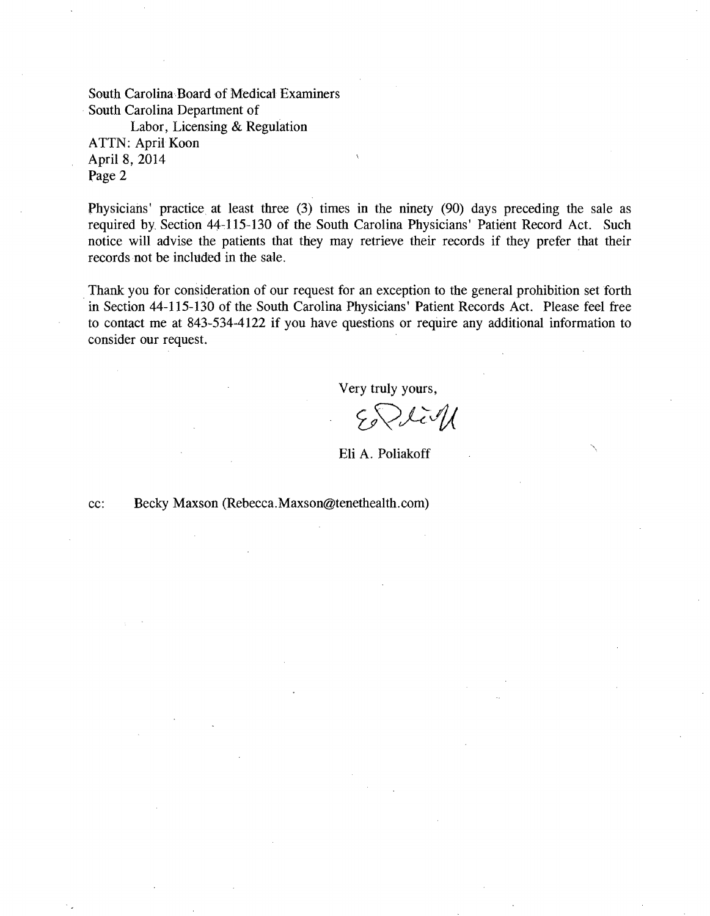South Carolina Board of Medical Examiners
South Carolina Department of
Labor, Licensing & Regulation
ATTN: April Koon
April 8, 2014
Page 2

Physicians' practice at least three (3) times in the ninety (90) days preceding the sale as required by Section 44-115-130 of the South Carolina Physicians' Patient Record Act. Such notice will advise the patients that they may retrieve their records if they prefer that their records not be included in the sale.

Thank you for consideration of our request for an exception to the general prohibition set forth in Section 44-115-130 of the South Carolina Physicians' Patient Records Act. Please feel free to contact me at 843-534-4122 if you have questions or require any additional information to consider our request.

Very truly yours,

Eli A. Poliakoff

cc: Becky Maxson (Rebecca.Maxson@tenethealth.com)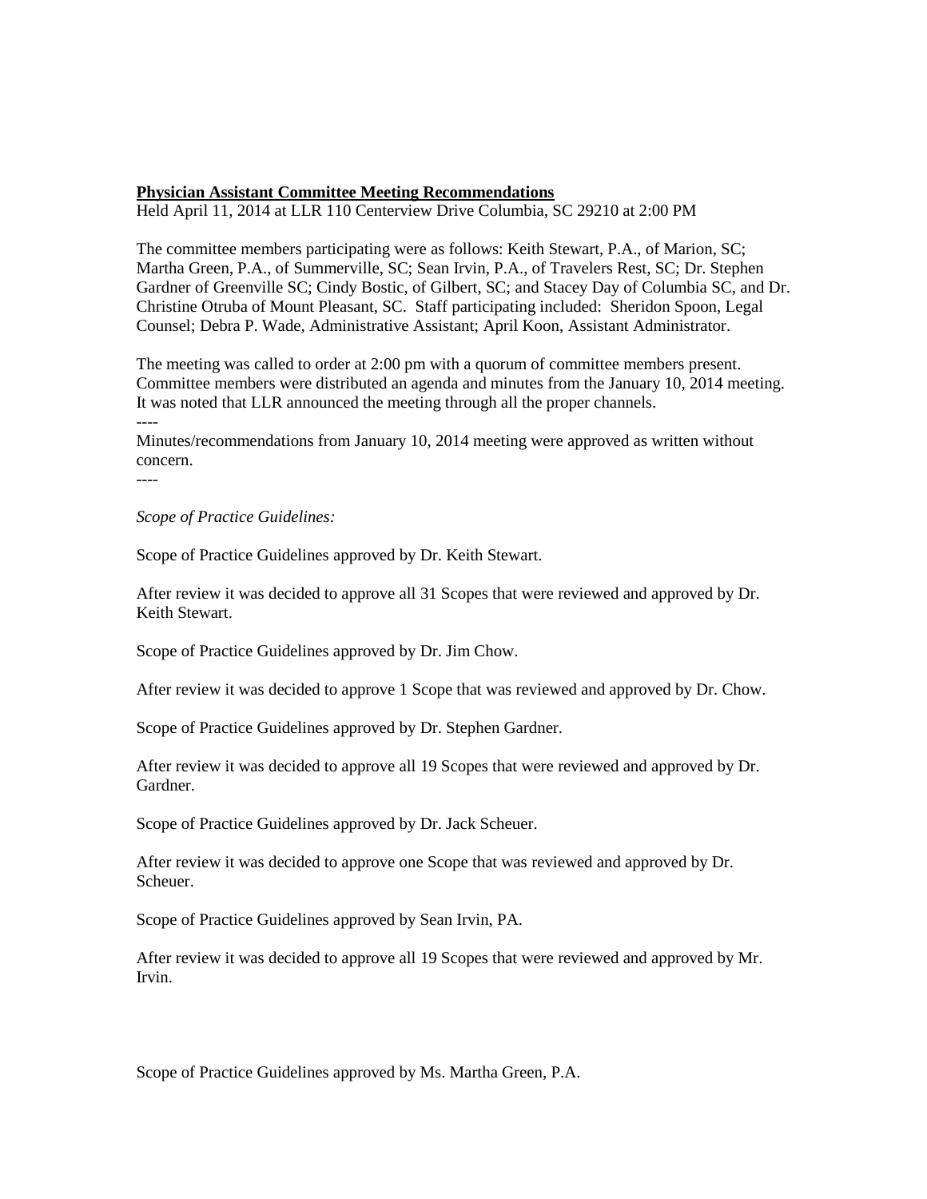**Physician Assistant Committee Meeting Recommendations**

Held April 11, 2014 at LLR 110 Centerview Drive Columbia, SC 29210 at 2:00 PM

The committee members participating were as follows: Keith Stewart, P.A., of Marion, SC; Martha Green, P.A., of Summerville, SC; Sean Irvin, P.A., of Travelers Rest, SC; Dr. Stephen Gardner of Greenville SC; Cindy Bostic, of Gilbert, SC; and Stacey Day of Columbia SC, and Dr. Christine Otruba of Mount Pleasant, SC. Staff participating included: Sheridon Spoon, Legal Counsel; Debra P. Wade, Administrative Assistant; April Koon, Assistant Administrator.

The meeting was called to order at 2:00 pm with a quorum of committee members present. Committee members were distributed an agenda and minutes from the January 10, 2014 meeting. It was noted that LLR announced the meeting through all the proper channels.

----

Minutes/recommendations from January 10, 2014 meeting were approved as written without concern.

----

*Scope of Practice Guidelines:*

Scope of Practice Guidelines approved by Dr. Keith Stewart.

After review it was decided to approve all 31 Scopes that were reviewed and approved by Dr. Keith Stewart.

Scope of Practice Guidelines approved by Dr. Jim Chow.

After review it was decided to approve 1 Scope that was reviewed and approved by Dr. Chow.

Scope of Practice Guidelines approved by Dr. Stephen Gardner.

After review it was decided to approve all 19 Scopes that were reviewed and approved by Dr. Gardner.

Scope of Practice Guidelines approved by Dr. Jack Scheuer.

After review it was decided to approve one Scope that was reviewed and approved by Dr. Scheuer.

Scope of Practice Guidelines approved by Sean Irvin, PA.

After review it was decided to approve all 19 Scopes that were reviewed and approved by Mr. Irvin.

Scope of Practice Guidelines approved by Ms. Martha Green, P.A.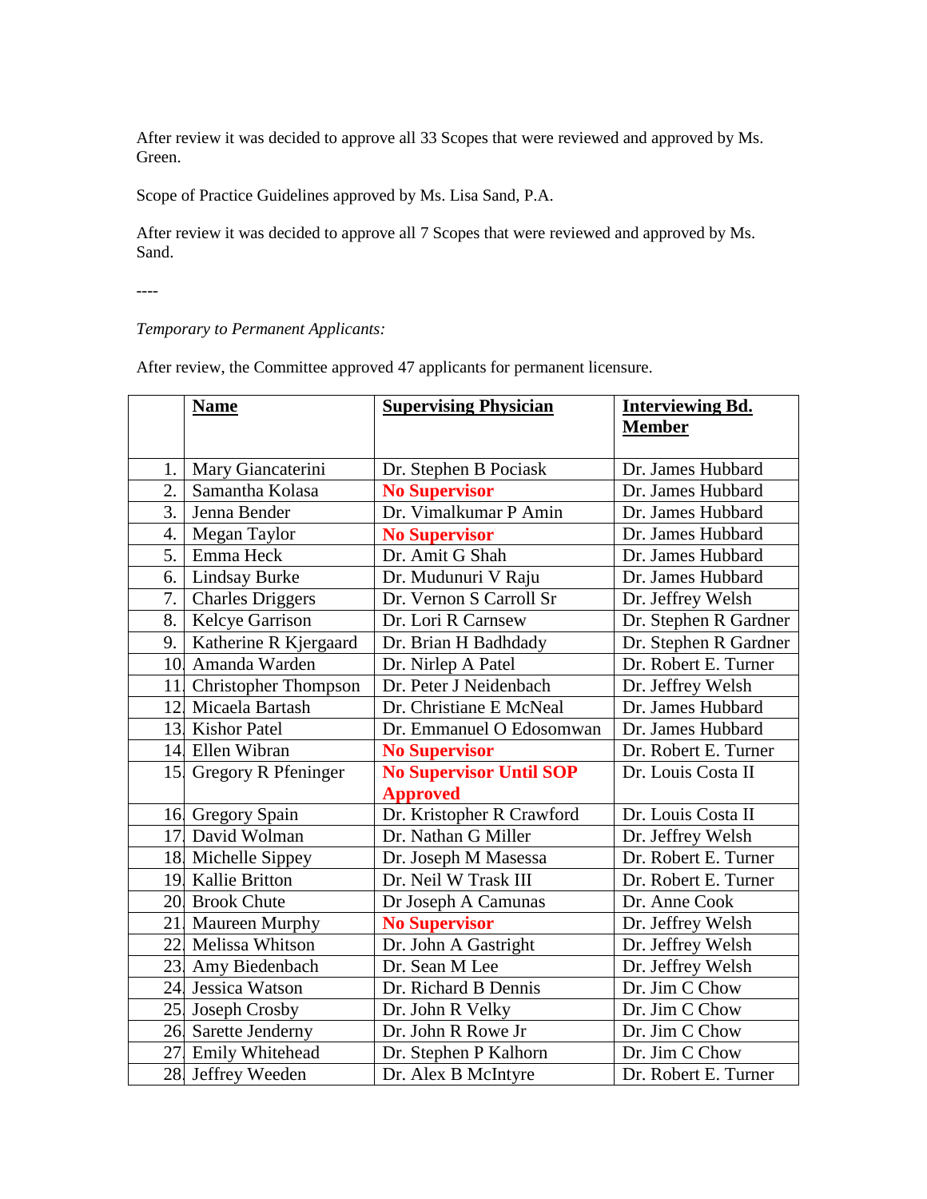After review it was decided to approve all 33 Scopes that were reviewed and approved by Ms. Green.

Scope of Practice Guidelines approved by Ms. Lisa Sand, P.A.

After review it was decided to approve all 7 Scopes that were reviewed and approved by Ms. Sand.

----

*Temporary to Permanent Applicants:*

After review, the Committee approved 47 applicants for permanent licensure.

| | Name | Supervising Physician | Interviewing Bd. Member |
|---|---|---|---|
| 1. | Mary Giancaterini | Dr. Stephen B Pociask | Dr. James Hubbard |
| 2. | Samantha Kolasa | **No Supervisor** | Dr. James Hubbard |
| 3. | Jenna Bender | Dr. Vimalkumar P Amin | Dr. James Hubbard |
| 4. | Megan Taylor | **No Supervisor** | Dr. James Hubbard |
| 5. | Emma Heck | Dr. Amit G Shah | Dr. James Hubbard |
| 6. | Lindsay Burke | Dr. Mudunuri V Raju | Dr. James Hubbard |
| 7. | Charles Driggers | Dr. Vernon S Carroll Sr | Dr. Jeffrey Welsh |
| 8. | Kelcye Garrison | Dr. Lori R Carnsew | Dr. Stephen R Gardner |
| 9. | Katherine R Kjergaard | Dr. Brian H Badhdady | Dr. Stephen R Gardner |
| 10. | Amanda Warden | Dr. Nirlep A Patel | Dr. Robert E. Turner |
| 11. | Christopher Thompson | Dr. Peter J Neidenbach | Dr. Jeffrey Welsh |
| 12. | Micaela Bartash | Dr. Christiane E McNeal | Dr. James Hubbard |
| 13. | Kishor Patel | Dr. Emmanuel O Edosomwan | Dr. James Hubbard |
| 14. | Ellen Wibran | **No Supervisor** | Dr. Robert E. Turner |
| 15. | Gregory R Pfeninger | **No Supervisor Until SOP Approved** | Dr. Louis Costa II |
| 16. | Gregory Spain | Dr. Kristopher R Crawford | Dr. Louis Costa II |
| 17. | David Wolman | Dr. Nathan G Miller | Dr. Jeffrey Welsh |
| 18. | Michelle Sippey | Dr. Joseph M Masessa | Dr. Robert E. Turner |
| 19. | Kallie Britton | Dr. Neil W Trask III | Dr. Robert E. Turner |
| 20. | Brook Chute | Dr Joseph A Camunas | Dr. Anne Cook |
| 21. | Maureen Murphy | **No Supervisor** | Dr. Jeffrey Welsh |
| 22. | Melissa Whitson | Dr. John A Gastright | Dr. Jeffrey Welsh |
| 23. | Amy Biedenbach | Dr. Sean M Lee | Dr. Jeffrey Welsh |
| 24. | Jessica Watson | Dr. Richard B Dennis | Dr. Jim C Chow |
| 25. | Joseph Crosby | Dr. John R Velky | Dr. Jim C Chow |
| 26. | Sarette Jenderny | Dr. John R Rowe Jr | Dr. Jim C Chow |
| 27. | Emily Whitehead | Dr. Stephen P Kalhorn | Dr. Jim C Chow |
| 28. | Jeffrey Weeden | Dr. Alex B McIntyre | Dr. Robert E. Turner |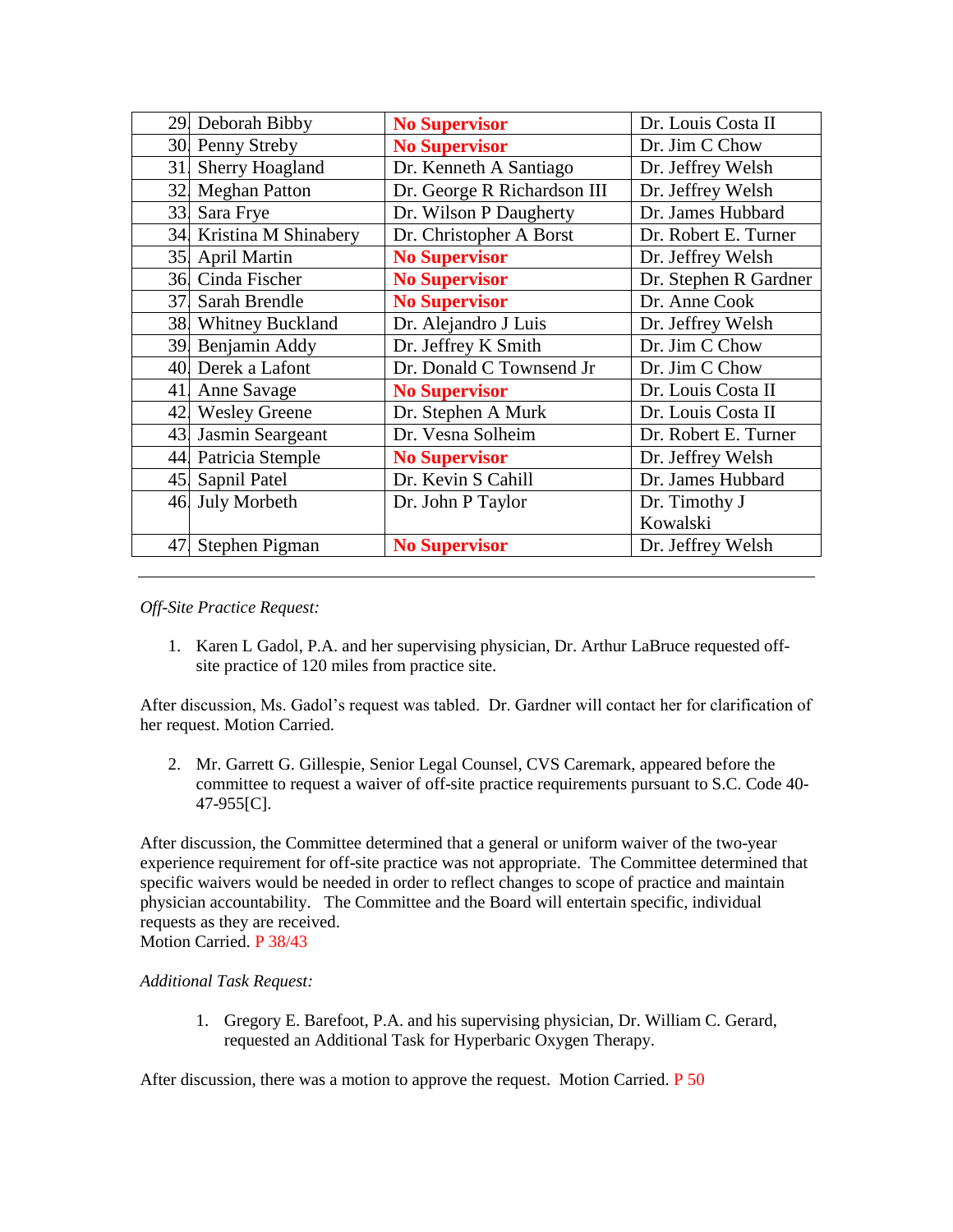| | | | |
|---|---|---|---|
| 29 | Deborah Bibby | **No Supervisor** | Dr. Louis Costa II |
| 30 | Penny Streby | **No Supervisor** | Dr. Jim C Chow |
| 31 | Sherry Hoagland | Dr. Kenneth A Santiago | Dr. Jeffrey Welsh |
| 32 | Meghan Patton | Dr. George R Richardson III | Dr. Jeffrey Welsh |
| 33 | Sara Frye | Dr. Wilson P Daugherty | Dr. James Hubbard |
| 34 | Kristina M Shinabery | Dr. Christopher A Borst | Dr. Robert E. Turner |
| 35 | April Martin | **No Supervisor** | Dr. Jeffrey Welsh |
| 36 | Cinda Fischer | **No Supervisor** | Dr. Stephen R Gardner |
| 37 | Sarah Brendle | **No Supervisor** | Dr. Anne Cook |
| 38 | Whitney Buckland | Dr. Alejandro J Luis | Dr. Jeffrey Welsh |
| 39 | Benjamin Addy | Dr. Jeffrey K Smith | Dr. Jim C Chow |
| 40 | Derek a Lafont | Dr. Donald C Townsend Jr | Dr. Jim C Chow |
| 41 | Anne Savage | **No Supervisor** | Dr. Louis Costa II |
| 42 | Wesley Greene | Dr. Stephen A Murk | Dr. Louis Costa II |
| 43 | Jasmin Seargeant | Dr. Vesna Solheim | Dr. Robert E. Turner |
| 44 | Patricia Stemple | **No Supervisor** | Dr. Jeffrey Welsh |
| 45 | Sapnil Patel | Dr. Kevin S Cahill | Dr. James Hubbard |
| 46 | July Morbeth | Dr. John P Taylor | Dr. Timothy J Kowalski |
| 47 | Stephen Pigman | **No Supervisor** | Dr. Jeffrey Welsh |

---

*Off-Site Practice Request:*

1. Karen L Gadol, P.A. and her supervising physician, Dr. Arthur LaBruce requested off-site practice of 120 miles from practice site.

After discussion, Ms. Gadol's request was tabled. Dr. Gardner will contact her for clarification of her request. Motion Carried.

2. Mr. Garrett G. Gillespie, Senior Legal Counsel, CVS Caremark, appeared before the committee to request a waiver of off-site practice requirements pursuant to S.C. Code 40-47-955[C].

After discussion, the Committee determined that a general or uniform waiver of the two-year experience requirement for off-site practice was not appropriate. The Committee determined that specific waivers would be needed in order to reflect changes to scope of practice and maintain physician accountability. The Committee and the Board will entertain specific, individual requests as they are received.
Motion Carried. P 38/43

*Additional Task Request:*

1. Gregory E. Barefoot, P.A. and his supervising physician, Dr. William C. Gerard, requested an Additional Task for Hyperbaric Oxygen Therapy.

After discussion, there was a motion to approve the request. Motion Carried. P 50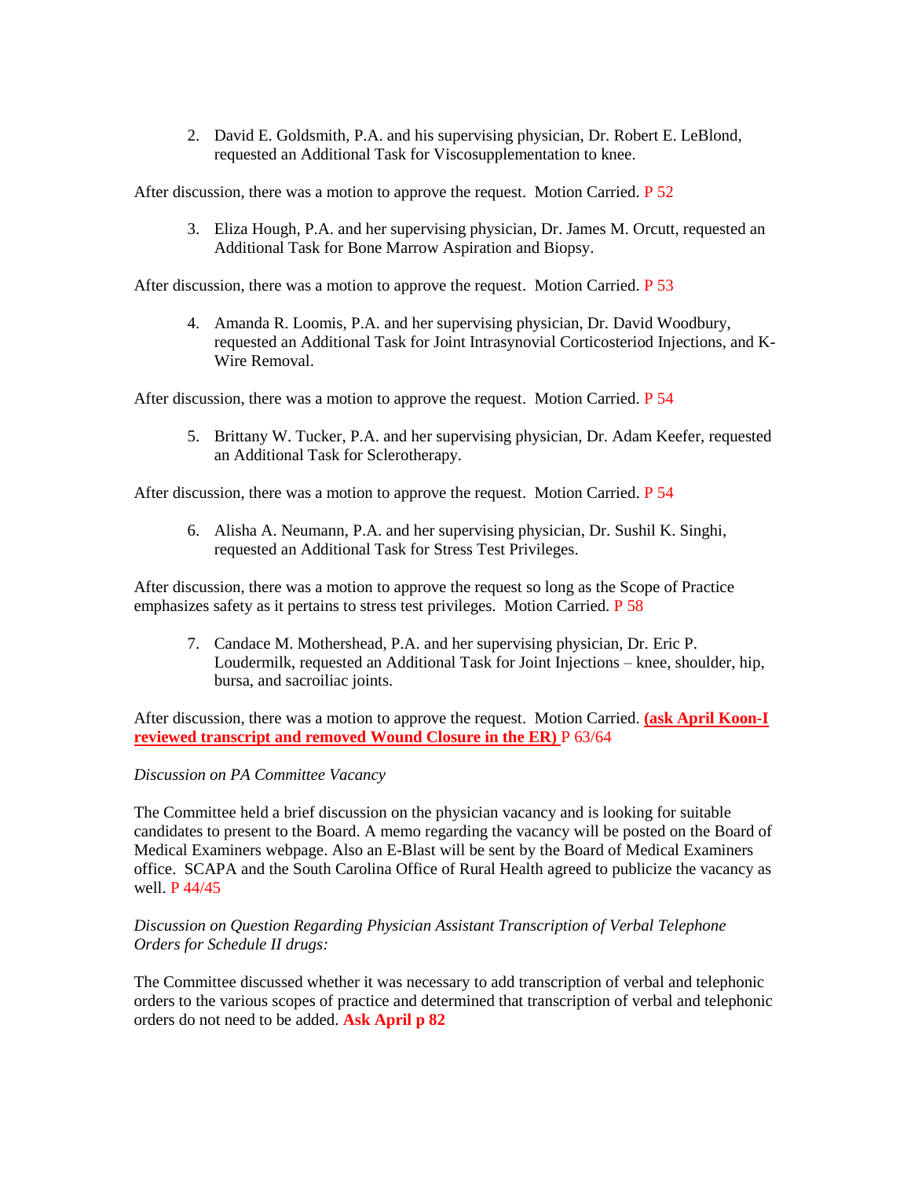2. David E. Goldsmith, P.A. and his supervising physician, Dr. Robert E. LeBlond, requested an Additional Task for Viscosupplementation to knee.

After discussion, there was a motion to approve the request. Motion Carried. P 52

3. Eliza Hough, P.A. and her supervising physician, Dr. James M. Orcutt, requested an Additional Task for Bone Marrow Aspiration and Biopsy.

After discussion, there was a motion to approve the request. Motion Carried. P 53

4. Amanda R. Loomis, P.A. and her supervising physician, Dr. David Woodbury, requested an Additional Task for Joint Intrasynovial Corticosteriod Injections, and K-Wire Removal.

After discussion, there was a motion to approve the request. Motion Carried. P 54

5. Brittany W. Tucker, P.A. and her supervising physician, Dr. Adam Keefer, requested an Additional Task for Sclerotherapy.

After discussion, there was a motion to approve the request. Motion Carried. P 54

6. Alisha A. Neumann, P.A. and her supervising physician, Dr. Sushil K. Singhi, requested an Additional Task for Stress Test Privileges.

After discussion, there was a motion to approve the request so long as the Scope of Practice emphasizes safety as it pertains to stress test privileges. Motion Carried. P 58

7. Candace M. Mothershead, P.A. and her supervising physician, Dr. Eric P. Loudermilk, requested an Additional Task for Joint Injections – knee, shoulder, hip, bursa, and sacroiliac joints.

After discussion, there was a motion to approve the request. Motion Carried. **(ask April Koon-I reviewed transcript and removed Wound Closure in the ER)** P 63/64

*Discussion on PA Committee Vacancy*

The Committee held a brief discussion on the physician vacancy and is looking for suitable candidates to present to the Board. A memo regarding the vacancy will be posted on the Board of Medical Examiners webpage. Also an E-Blast will be sent by the Board of Medical Examiners office. SCAPA and the South Carolina Office of Rural Health agreed to publicize the vacancy as well. P 44/45

*Discussion on Question Regarding Physician Assistant Transcription of Verbal Telephone Orders for Schedule II drugs:*

The Committee discussed whether it was necessary to add transcription of verbal and telephonic orders to the various scopes of practice and determined that transcription of verbal and telephonic orders do not need to be added. **Ask April p 82**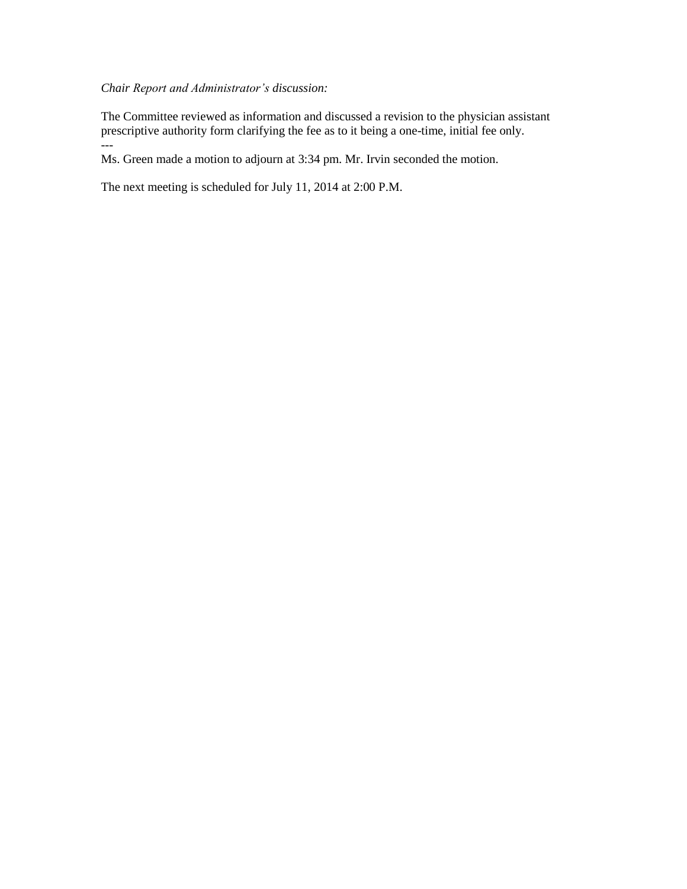*Chair Report and Administrator's discussion:*

The Committee reviewed as information and discussed a revision to the physician assistant prescriptive authority form clarifying the fee as to it being a one-time, initial fee only.

---

Ms. Green made a motion to adjourn at 3:34 pm. Mr. Irvin seconded the motion.

The next meeting is scheduled for July 11, 2014 at 2:00 P.M.